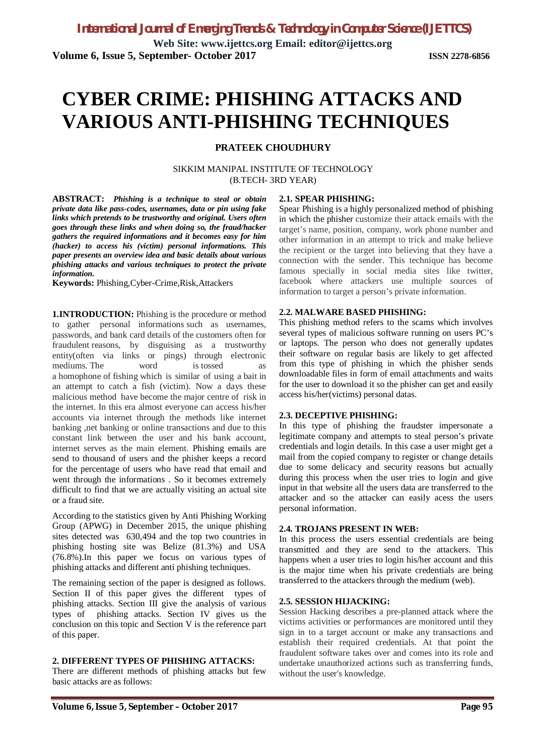# CYBER CRIME: PHISHING ATTACKS AND VARIOUS ANTI-PHISHING TECHNIQUES

**PRATEEK CHOUDHURY**

SIKKIM MANIPAL INSTITUTE OF TECHNOLOGY
(B.TECH- 3RD YEAR)

**ABSTRACT:** ***Phishing is a technique to steal or obtain private data like pass-codes, usernames, data or pin using fake links which pretends to be trustworthy and original. Users often goes through these links and when doing so, the fraud/hacker gathers the required informations and it becomes easy for him (hacker) to access his (victim) personal informations. This paper presents an overview idea and basic details about various phishing attacks and various techniques to protect the private information.***

**Keywords:** Phishing,Cyber-Crime,Risk,Attackers

**1.INTRODUCTION:** Phishing is the procedure or method to gather personal informations such as usernames, passwords, and bank card details of the customers often for fraudulent reasons, by disguising as a trustworthy entity(often via links or pings) through electronic mediums. The word is tossed as a homophone of fishing which is similar of using a bait in an attempt to catch a fish (victim). Now a days these malicious method have become the major centre of risk in the internet. In this era almost everyone can access his/her accounts via internet through the methods like internet banking ,net banking or online transactions and due to this constant link between the user and his bank account, internet serves as the main element. Phishing emails are send to thousand of users and the phisher keeps a record for the percentage of users who have read that email and went through the informations . So it becomes extremely difficult to find that we are actually visiting an actual site or a fraud site.

According to the statistics given by Anti Phishing Working Group (APWG) in December 2015, the unique phishing sites detected was 630,494 and the top two countries in phishing hosting site was Belize (81.3%) and USA (76.8%).In this paper we focus on various types of phishing attacks and different anti phishing techniques.

The remaining section of the paper is designed as follows. Section II of this paper gives the different types of phishing attacks. Section III give the analysis of various types of phishing attacks. Section IV gives us the conclusion on this topic and Section V is the reference part of this paper.

## 2. DIFFERENT TYPES OF PHISHING ATTACKS:

There are different methods of phishing attacks but few basic attacks are as follows:

### 2.1. SPEAR PHISHING:

Spear Phishing is a highly personalized method of phishing in which the phisher customize their attack emails with the target's name, position, company, work phone number and other information in an attempt to trick and make believe the recipient or the target into believing that they have a connection with the sender. This technique has become famous specially in social media sites like twitter, facebook where attackers use multiple sources of information to target a person's private information.

### 2.2. MALWARE BASED PHISHING:

This phishing method refers to the scams which involves several types of malicious software running on users PC's or laptops. The person who does not generally updates their software on regular basis are likely to get affected from this type of phishing in which the phisher sends downloadable files in form of email attachments and waits for the user to download it so the phisher can get and easily access his/her(victims) personal datas.

### 2.3. DECEPTIVE PHISHING:

In this type of phishing the fraudster impersonate a legitimate company and attempts to steal person's private credentials and login details. In this case a user might get a mail from the copied company to register or change details due to some delicacy and security reasons but actually during this process when the user tries to login and give input in that website all the users data are transferred to the attacker and so the attacker can easily acess the users personal information.

### 2.4. TROJANS PRESENT IN WEB:

In this process the users essential credentials are being transmitted and they are send to the attackers. This happens when a user tries to login his/her account and this is the major time when his private credentials are being transferred to the attackers through the medium (web).

### 2.5. SESSION HIJACKING:

Session Hacking describes a pre-planned attack where the victims activities or performances are monitored until they sign in to a target account or make any transactions and establish their required credentials. At that point the fraudulent software takes over and comes into its role and undertake unauthorized actions such as transferring funds, without the user's knowledge.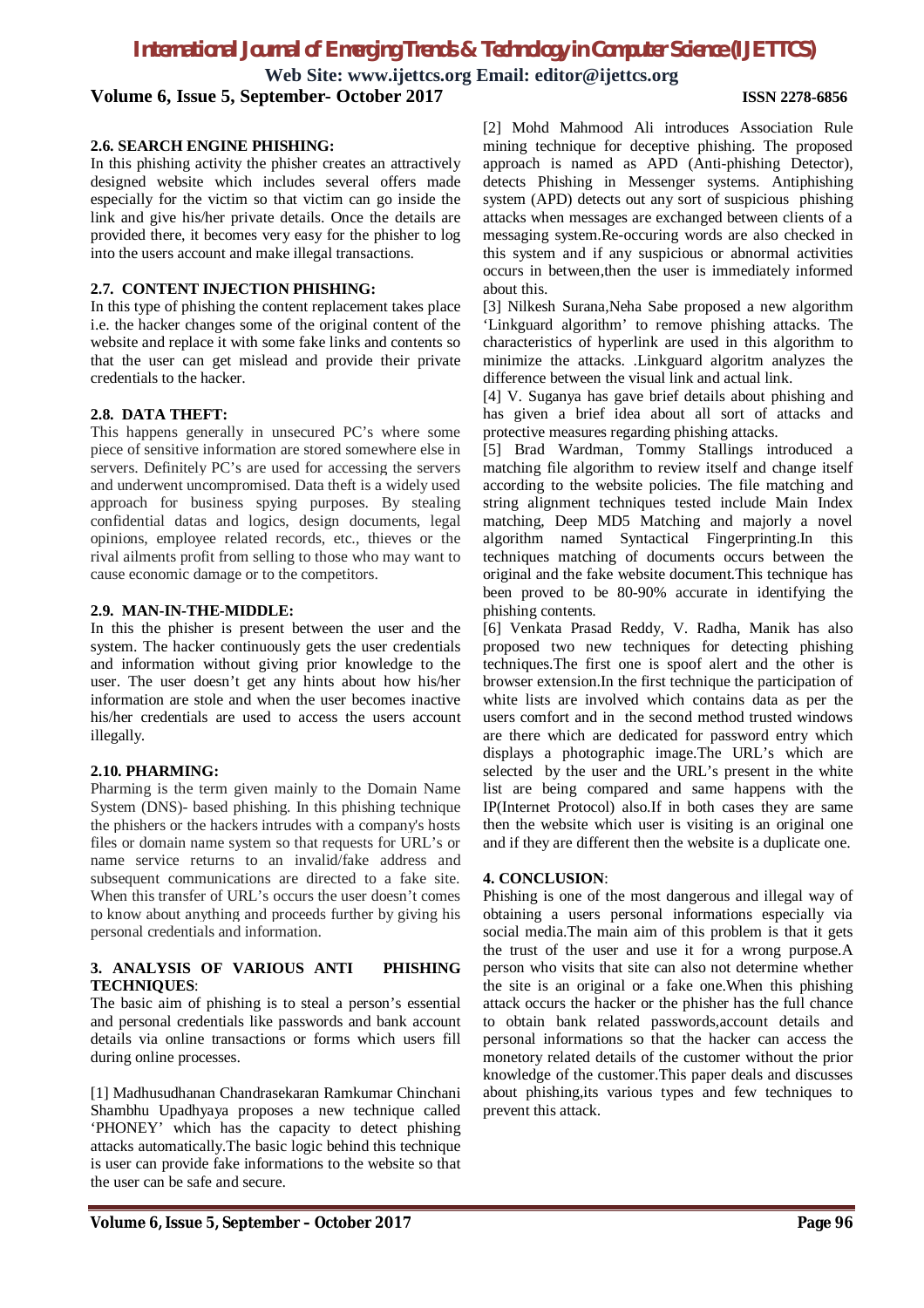### 2.6. SEARCH ENGINE PHISHING:

In this phishing activity the phisher creates an attractively designed website which includes several offers made especially for the victim so that victim can go inside the link and give his/her private details. Once the details are provided there, it becomes very easy for the phisher to log into the users account and make illegal transactions.

### 2.7. CONTENT INJECTION PHISHING:

In this type of phishing the content replacement takes place i.e. the hacker changes some of the original content of the website and replace it with some fake links and contents so that the user can get mislead and provide their private credentials to the hacker.

### 2.8. DATA THEFT:

This happens generally in unsecured PC's where some piece of sensitive information are stored somewhere else in servers. Definitely PC's are used for accessing the servers and underwent uncompromised. Data theft is a widely used approach for business spying purposes. By stealing confidential datas and logics, design documents, legal opinions, employee related records, etc., thieves or the rival ailments profit from selling to those who may want to cause economic damage or to the competitors.

### 2.9. MAN-IN-THE-MIDDLE:

In this the phisher is present between the user and the system. The hacker continuously gets the user credentials and information without giving prior knowledge to the user. The user doesn't get any hints about how his/her information are stole and when the user becomes inactive his/her credentials are used to access the users account illegally.

### 2.10. PHARMING:

Pharming is the term given mainly to the Domain Name System (DNS)- based phishing. In this phishing technique the phishers or the hackers intrudes with a company's hosts files or domain name system so that requests for URL's or name service returns to an invalid/fake address and subsequent communications are directed to a fake site. When this transfer of URL's occurs the user doesn't comes to know about anything and proceeds further by giving his personal credentials and information.

## 3. ANALYSIS OF VARIOUS ANTI PHISHING TECHNIQUES:

The basic aim of phishing is to steal a person's essential and personal credentials like passwords and bank account details via online transactions or forms which users fill during online processes.

[1] Madhusudhanan Chandrasekaran Ramkumar Chinchani Shambhu Upadhyaya proposes a new technique called 'PHONEY' which has the capacity to detect phishing attacks automatically.The basic logic behind this technique is user can provide fake informations to the website so that the user can be safe and secure.

[2] Mohd Mahmood Ali introduces Association Rule mining technique for deceptive phishing. The proposed approach is named as APD (Anti-phishing Detector), detects Phishing in Messenger systems. Antiphishing system (APD) detects out any sort of suspicious phishing attacks when messages are exchanged between clients of a messaging system.Re-occuring words are also checked in this system and if any suspicious or abnormal activities occurs in between,then the user is immediately informed about this.

[3] Nilkesh Surana,Neha Sabe proposed a new algorithm 'Linkguard algorithm' to remove phishing attacks. The characteristics of hyperlink are used in this algorithm to minimize the attacks. .Linkguard algoritm analyzes the difference between the visual link and actual link.

[4] V. Suganya has gave brief details about phishing and has given a brief idea about all sort of attacks and protective measures regarding phishing attacks.

[5] Brad Wardman, Tommy Stallings introduced a matching file algorithm to review itself and change itself according to the website policies. The file matching and string alignment techniques tested include Main Index matching, Deep MD5 Matching and majorly a novel algorithm named Syntactical Fingerprinting.In this techniques matching of documents occurs between the original and the fake website document.This technique has been proved to be 80-90% accurate in identifying the phishing contents.

[6] Venkata Prasad Reddy, V. Radha, Manik has also proposed two new techniques for detecting phishing techniques.The first one is spoof alert and the other is browser extension.In the first technique the participation of white lists are involved which contains data as per the users comfort and in the second method trusted windows are there which are dedicated for password entry which displays a photographic image.The URL's which are selected by the user and the URL's present in the white list are being compared and same happens with the IP(Internet Protocol) also.If in both cases they are same then the website which user is visiting is an original one and if they are different then the website is a duplicate one.

## 4. CONCLUSION:

Phishing is one of the most dangerous and illegal way of obtaining a users personal informations especially via social media.The main aim of this problem is that it gets the trust of the user and use it for a wrong purpose.A person who visits that site can also not determine whether the site is an original or a fake one.When this phishing attack occurs the hacker or the phisher has the full chance to obtain bank related passwords,account details and personal informations so that the hacker can access the monetory related details of the customer without the prior knowledge of the customer.This paper deals and discusses about phishing,its various types and few techniques to prevent this attack.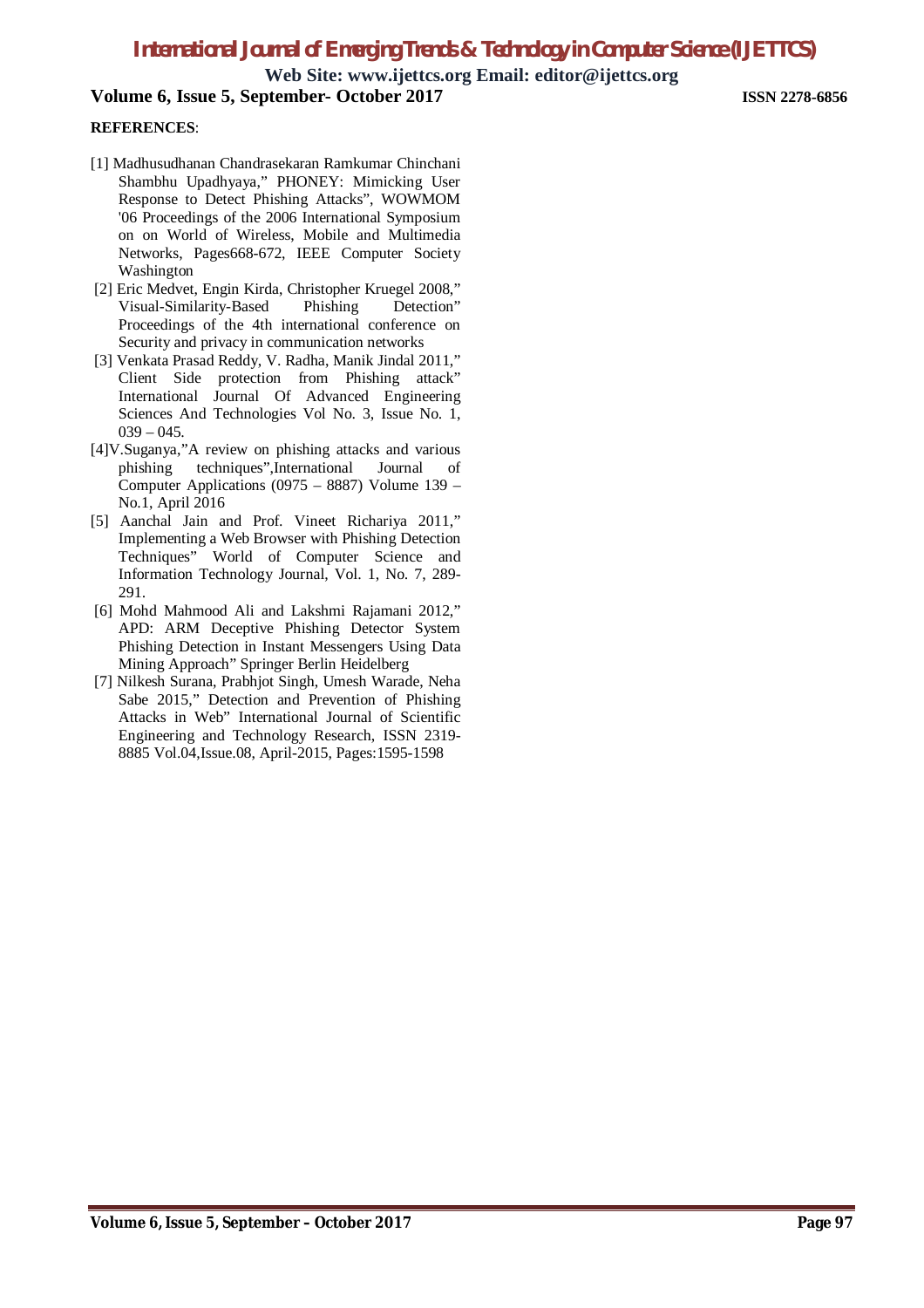**REFERENCES**:

[1] Madhusudhanan Chandrasekaran Ramkumar Chinchani Shambhu Upadhyaya," PHONEY: Mimicking User Response to Detect Phishing Attacks", WOWMOM '06 Proceedings of the 2006 International Symposium on on World of Wireless, Mobile and Multimedia Networks, Pages668-672, IEEE Computer Society Washington

[2] Eric Medvet, Engin Kirda, Christopher Kruegel 2008," Visual-Similarity-Based Phishing Detection" Proceedings of the 4th international conference on Security and privacy in communication networks

[3] Venkata Prasad Reddy, V. Radha, Manik Jindal 2011," Client Side protection from Phishing attack" International Journal Of Advanced Engineering Sciences And Technologies Vol No. 3, Issue No. 1, 039 – 045.

[4]V.Suganya,"A review on phishing attacks and various phishing techniques",International Journal of Computer Applications (0975 – 8887) Volume 139 – No.1, April 2016

[5] Aanchal Jain and Prof. Vineet Richariya 2011," Implementing a Web Browser with Phishing Detection Techniques" World of Computer Science and Information Technology Journal, Vol. 1, No. 7, 289-291.

[6] Mohd Mahmood Ali and Lakshmi Rajamani 2012," APD: ARM Deceptive Phishing Detector System Phishing Detection in Instant Messengers Using Data Mining Approach" Springer Berlin Heidelberg

[7] Nilkesh Surana, Prabhjot Singh, Umesh Warade, Neha Sabe 2015," Detection and Prevention of Phishing Attacks in Web" International Journal of Scientific Engineering and Technology Research, ISSN 2319-8885 Vol.04,Issue.08, April-2015, Pages:1595-1598